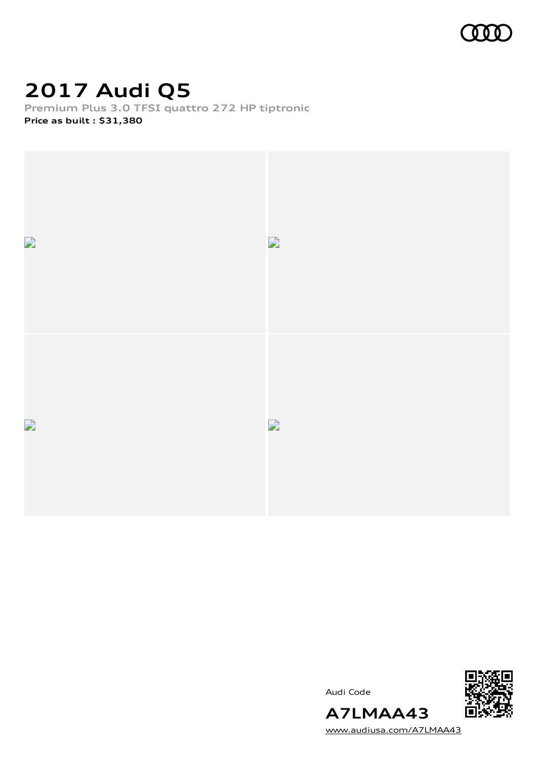# 2017 Audi Q5

**Premium Plus 3.0 TFSI quattro 272 HP tiptronic**

**Price as built : $31,380**

Audi Code

**A7LMAA43**

www.audiusa.com/A7LMAA43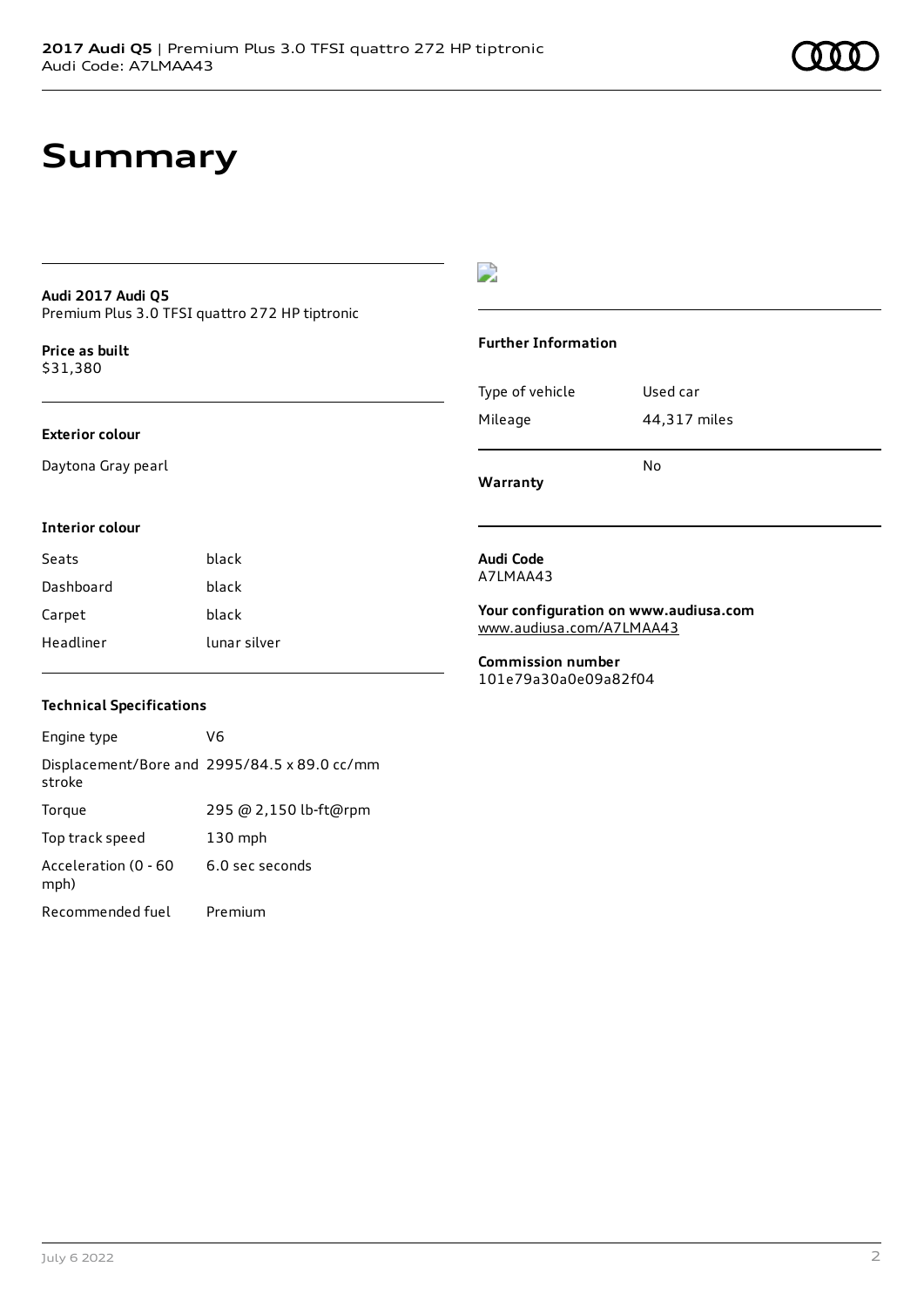# Summary

**Audi 2017 Audi Q5**
Premium Plus 3.0 TFSI quattro 272 HP tiptronic

**Price as built**
$31,380

**Exterior colour**

Daytona Gray pearl

**Interior colour**

| | |
|---|---|
| Seats | black |
| Dashboard | black |
| Carpet | black |
| Headliner | lunar silver |

**Technical Specifications**

| | |
|---|---|
| Engine type | V6 |
| Displacement/Bore and stroke | 2995/84.5 x 89.0 cc/mm |
| Torque | 295 @ 2,150 lb-ft@rpm |
| Top track speed | 130 mph |
| Acceleration (0 - 60 mph) | 6.0 sec seconds |
| Recommended fuel | Premium |

**Further Information**

| | |
|---|---|
| Type of vehicle | Used car |
| Mileage | 44,317 miles |
| **Warranty** | No |

**Audi Code**
A7LMAA43

**Your configuration on www.audiusa.com**
www.audiusa.com/A7LMAA43

**Commission number**
101e79a30a0e09a82f04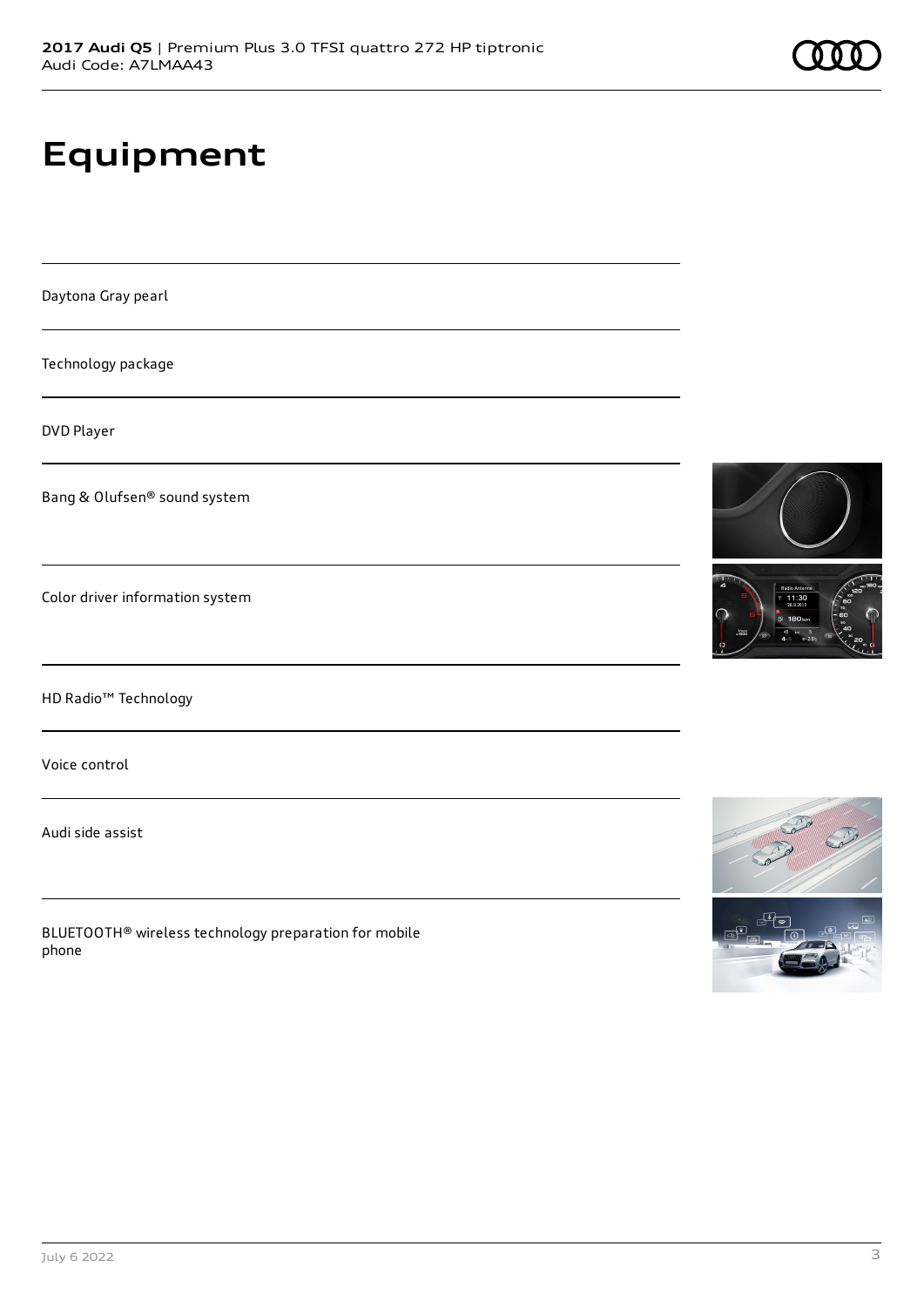# Equipment

Daytona Gray pearl

Technology package

DVD Player

Bang & Olufsen® sound system

Color driver information system

HD Radio™ Technology

Voice control

Audi side assist

BLUETOOTH® wireless technology preparation for mobile phone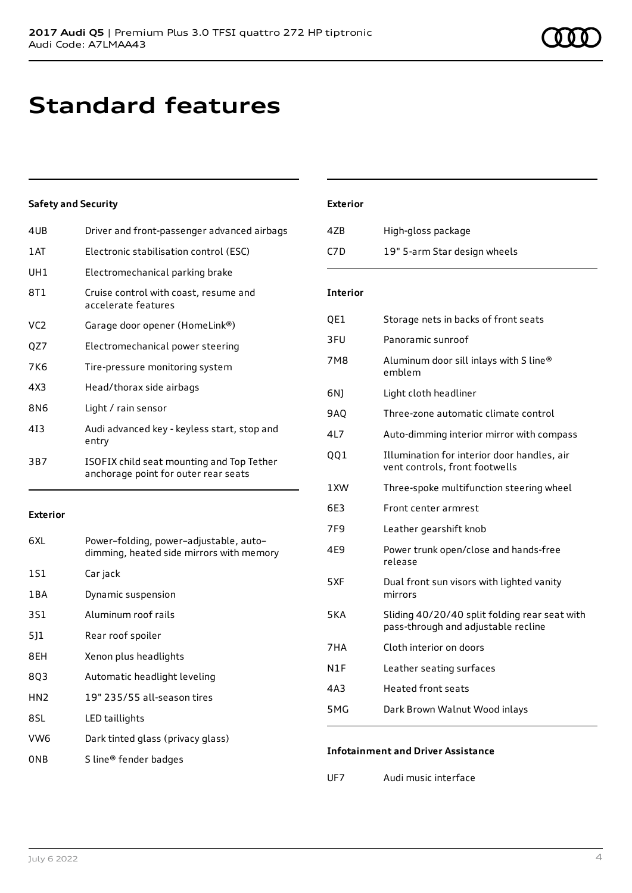# Standard features

## Safety and Security

| | |
|---|---|
| 4UB | Driver and front-passenger advanced airbags |
| 1AT | Electronic stabilisation control (ESC) |
| UH1 | Electromechanical parking brake |
| 8T1 | Cruise control with coast, resume and accelerate features |
| VC2 | Garage door opener (HomeLink®) |
| QZ7 | Electromechanical power steering |
| 7K6 | Tire-pressure monitoring system |
| 4X3 | Head/thorax side airbags |
| 8N6 | Light / rain sensor |
| 4I3 | Audi advanced key - keyless start, stop and entry |
| 3B7 | ISOFIX child seat mounting and Top Tether anchorage point for outer rear seats |

## Exterior

| | |
|---|---|
| 6XL | Power–folding, power–adjustable, auto–dimming, heated side mirrors with memory |
| 1S1 | Car jack |
| 1BA | Dynamic suspension |
| 3S1 | Aluminum roof rails |
| 5J1 | Rear roof spoiler |
| 8EH | Xenon plus headlights |
| 8Q3 | Automatic headlight leveling |
| HN2 | 19" 235/55 all-season tires |
| 8SL | LED taillights |
| VW6 | Dark tinted glass (privacy glass) |
| 0NB | S line® fender badges |

## Exterior

| | |
|---|---|
| 4ZB | High-gloss package |
| C7D | 19" 5-arm Star design wheels |

## Interior

| | |
|---|---|
| QE1 | Storage nets in backs of front seats |
| 3FU | Panoramic sunroof |
| 7M8 | Aluminum door sill inlays with S line® emblem |
| 6NJ | Light cloth headliner |
| 9AQ | Three-zone automatic climate control |
| 4L7 | Auto-dimming interior mirror with compass |
| QQ1 | Illumination for interior door handles, air vent controls, front footwells |
| 1XW | Three-spoke multifunction steering wheel |
| 6E3 | Front center armrest |
| 7F9 | Leather gearshift knob |
| 4E9 | Power trunk open/close and hands-free release |
| 5XF | Dual front sun visors with lighted vanity mirrors |
| 5KA | Sliding 40/20/40 split folding rear seat with pass-through and adjustable recline |
| 7HA | Cloth interior on doors |
| N1F | Leather seating surfaces |
| 4A3 | Heated front seats |
| 5MG | Dark Brown Walnut Wood inlays |

## Infotainment and Driver Assistance

| | |
|---|---|
| UF7 | Audi music interface |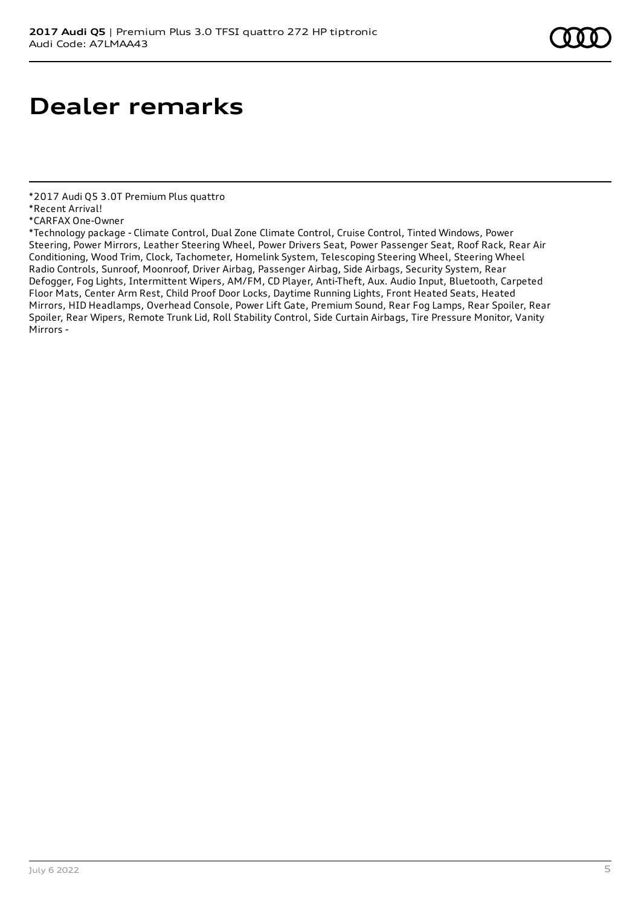# Dealer remarks

*2017 Audi Q5 3.0T Premium Plus quattro
*Recent Arrival!
*CARFAX One-Owner
*Technology package - Climate Control, Dual Zone Climate Control, Cruise Control, Tinted Windows, Power Steering, Power Mirrors, Leather Steering Wheel, Power Drivers Seat, Power Passenger Seat, Roof Rack, Rear Air Conditioning, Wood Trim, Clock, Tachometer, Homelink System, Telescoping Steering Wheel, Steering Wheel Radio Controls, Sunroof, Moonroof, Driver Airbag, Passenger Airbag, Side Airbags, Security System, Rear Defogger, Fog Lights, Intermittent Wipers, AM/FM, CD Player, Anti-Theft, Aux. Audio Input, Bluetooth, Carpeted Floor Mats, Center Arm Rest, Child Proof Door Locks, Daytime Running Lights, Front Heated Seats, Heated Mirrors, HID Headlamps, Overhead Console, Power Lift Gate, Premium Sound, Rear Fog Lamps, Rear Spoiler, Rear Spoiler, Rear Wipers, Remote Trunk Lid, Roll Stability Control, Side Curtain Airbags, Tire Pressure Monitor, Vanity Mirrors -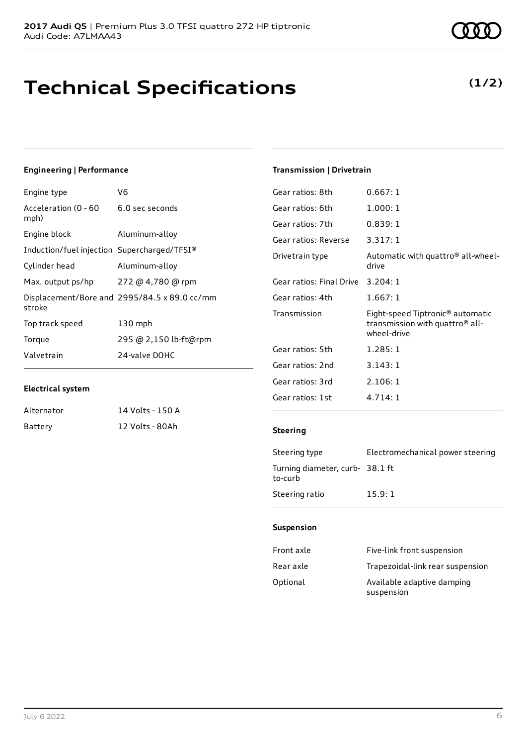# Technical Specifications

**(1/2)**

### Engineering | Performance

| | |
|---|---|
| Engine type | V6 |
| Acceleration (0 - 60 mph) | 6.0 sec seconds |
| Engine block | Aluminum-alloy |
| Induction/fuel injection | Supercharged/TFSI® |
| Cylinder head | Aluminum-alloy |
| Max. output ps/hp | 272 @ 4,780 @ rpm |
| Displacement/Bore and stroke | 2995/84.5 x 89.0 cc/mm |
| Top track speed | 130 mph |
| Torque | 295 @ 2,150 lb-ft@rpm |
| Valvetrain | 24-valve DOHC |

### Electrical system

| | |
|---|---|
| Alternator | 14 Volts - 150 A |
| Battery | 12 Volts - 80Ah |

### Transmission | Drivetrain

| | |
|---|---|
| Gear ratios: 8th | 0.667: 1 |
| Gear ratios: 6th | 1.000: 1 |
| Gear ratios: 7th | 0.839: 1 |
| Gear ratios: Reverse | 3.317: 1 |
| Drivetrain type | Automatic with quattro® all-wheel-drive |
| Gear ratios: Final Drive | 3.204: 1 |
| Gear ratios: 4th | 1.667: 1 |
| Transmission | Eight-speed Tiptronic® automatic transmission with quattro® all-wheel-drive |
| Gear ratios: 5th | 1.285: 1 |
| Gear ratios: 2nd | 3.143: 1 |
| Gear ratios: 3rd | 2.106: 1 |
| Gear ratios: 1st | 4.714: 1 |

### Steering

| | |
|---|---|
| Steering type | Electromechanical power steering |
| Turning diameter, curb-to-curb | 38.1 ft |
| Steering ratio | 15.9: 1 |

### Suspension

| | |
|---|---|
| Front axle | Five-link front suspension |
| Rear axle | Trapezoidal-link rear suspension |
| Optional | Available adaptive damping suspension |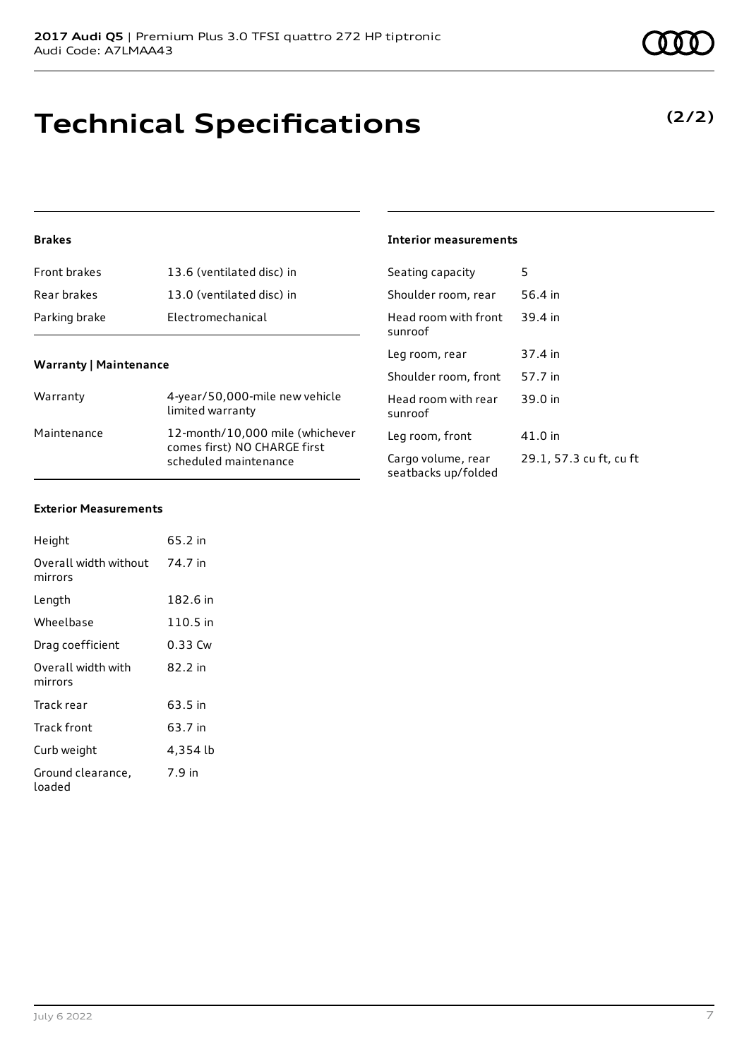# Technical Specifications

**(2/2)**

### Brakes

| | |
|---|---|
| Front brakes | 13.6 (ventilated disc) in |
| Rear brakes | 13.0 (ventilated disc) in |
| Parking brake | Electromechanical |

### Warranty | Maintenance

| | |
|---|---|
| Warranty | 4-year/50,000-mile new vehicle limited warranty |
| Maintenance | 12-month/10,000 mile (whichever comes first) NO CHARGE first scheduled maintenance |

### Exterior Measurements

| | |
|---|---|
| Height | 65.2 in |
| Overall width without mirrors | 74.7 in |
| Length | 182.6 in |
| Wheelbase | 110.5 in |
| Drag coefficient | 0.33 Cw |
| Overall width with mirrors | 82.2 in |
| Track rear | 63.5 in |
| Track front | 63.7 in |
| Curb weight | 4,354 lb |
| Ground clearance, loaded | 7.9 in |

### Interior measurements

| | |
|---|---|
| Seating capacity | 5 |
| Shoulder room, rear | 56.4 in |
| Head room with front sunroof | 39.4 in |
| Leg room, rear | 37.4 in |
| Shoulder room, front | 57.7 in |
| Head room with rear sunroof | 39.0 in |
| Leg room, front | 41.0 in |
| Cargo volume, rear seatbacks up/folded | 29.1, 57.3 cu ft, cu ft |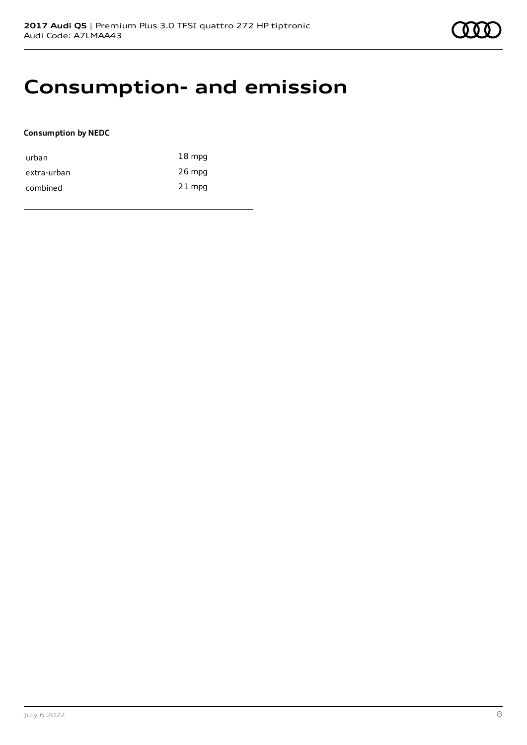# Consumption- and emission

**Consumption by NEDC**

| | |
|---|---|
| urban | 18 mpg |
| extra-urban | 26 mpg |
| combined | 21 mpg |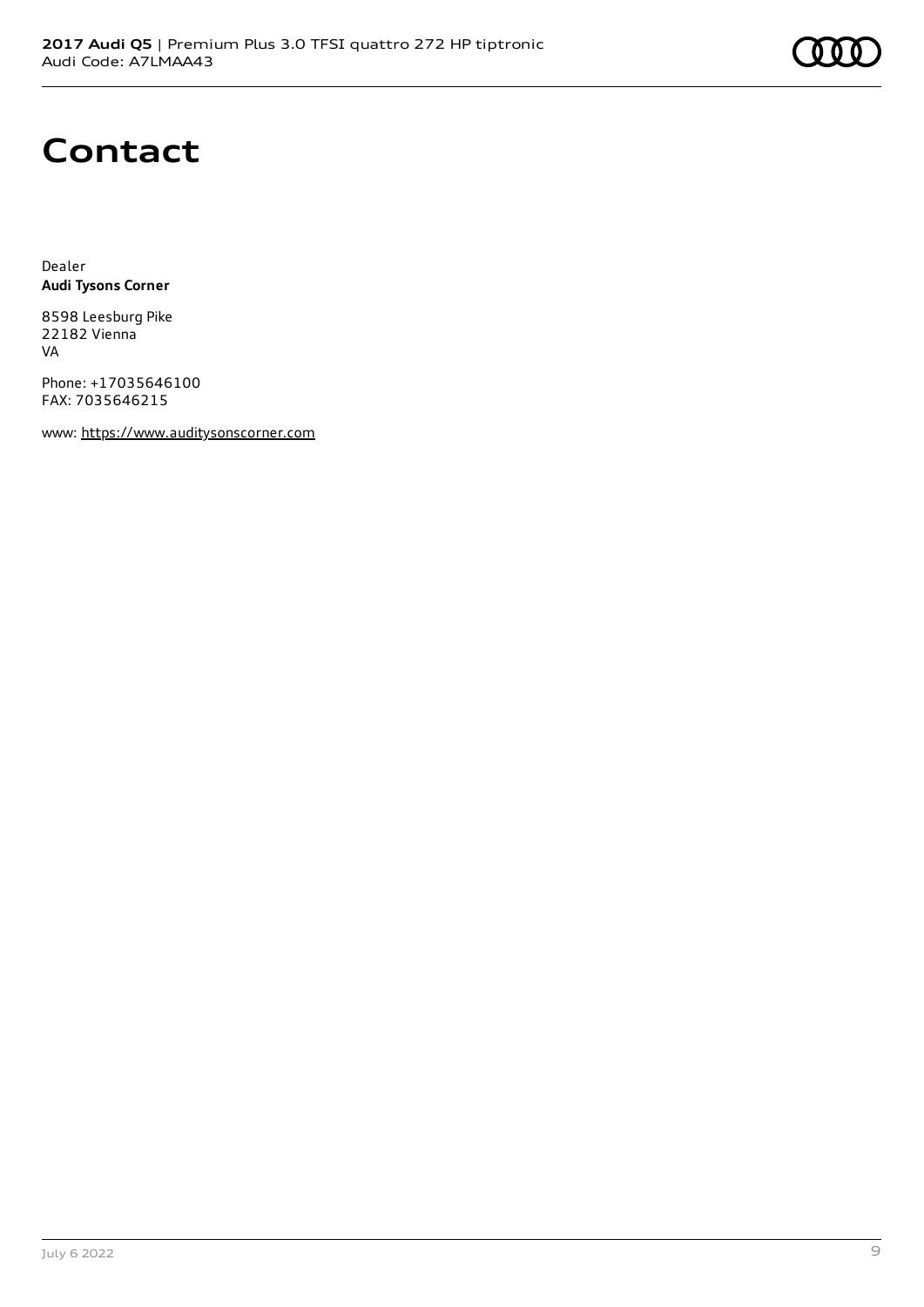# Contact

Dealer
**Audi Tysons Corner**

8598 Leesburg Pike
22182 Vienna
VA

Phone: +17035646100
FAX: 7035646215

www: https://www.auditysonscorner.com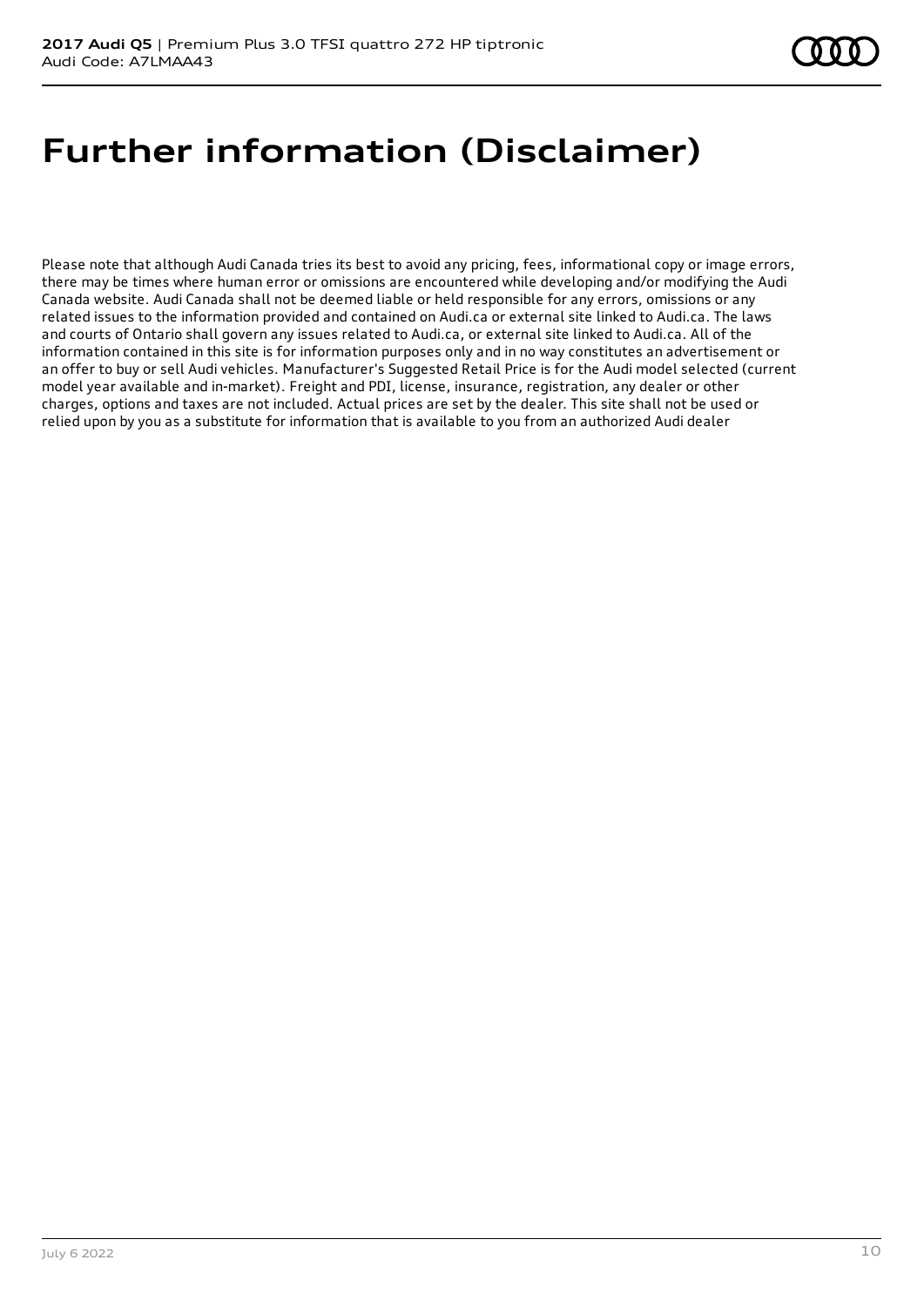# Further information (Disclaimer)

Please note that although Audi Canada tries its best to avoid any pricing, fees, informational copy or image errors, there may be times where human error or omissions are encountered while developing and/or modifying the Audi Canada website. Audi Canada shall not be deemed liable or held responsible for any errors, omissions or any related issues to the information provided and contained on Audi.ca or external site linked to Audi.ca. The laws and courts of Ontario shall govern any issues related to Audi.ca, or external site linked to Audi.ca. All of the information contained in this site is for information purposes only and in no way constitutes an advertisement or an offer to buy or sell Audi vehicles. Manufacturer's Suggested Retail Price is for the Audi model selected (current model year available and in-market). Freight and PDI, license, insurance, registration, any dealer or other charges, options and taxes are not included. Actual prices are set by the dealer. This site shall not be used or relied upon by you as a substitute for information that is available to you from an authorized Audi dealer